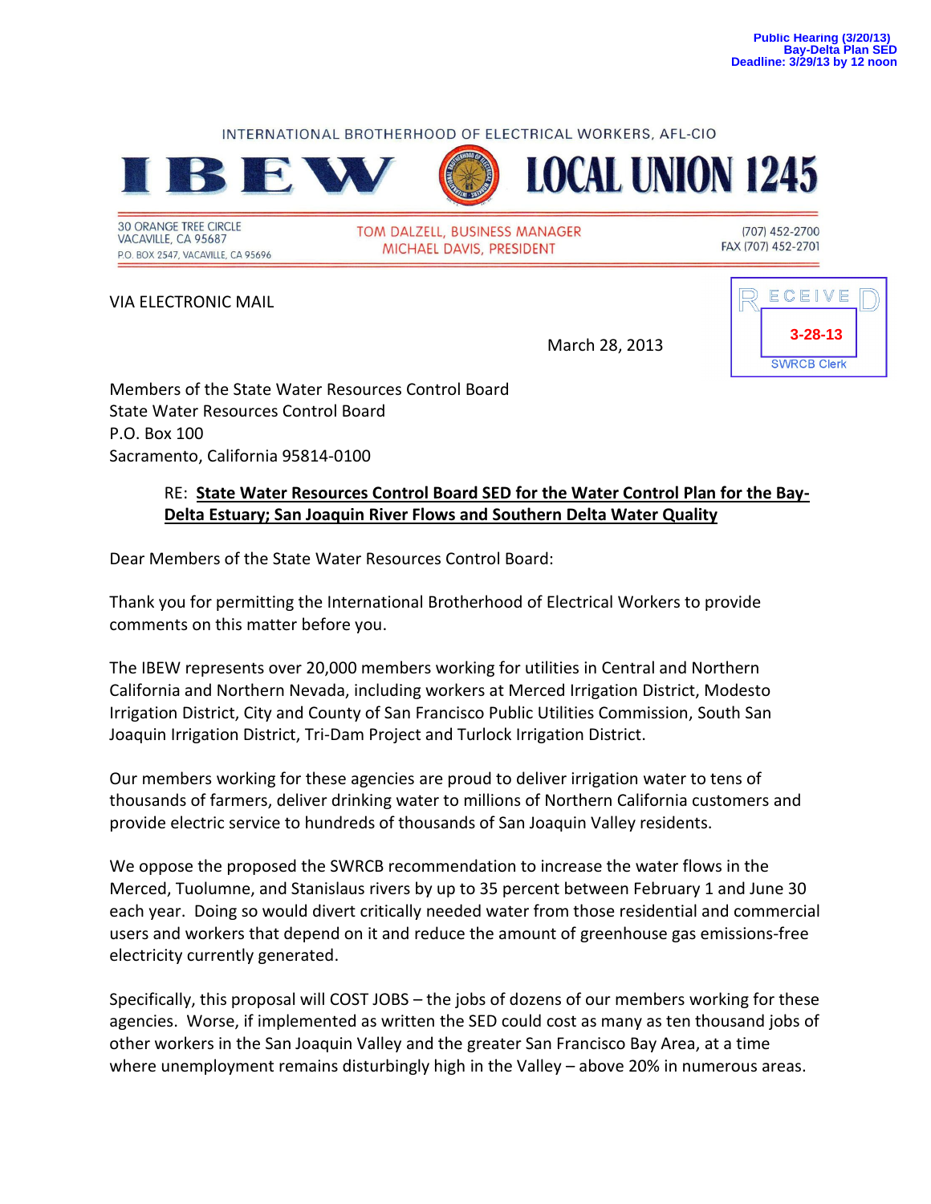Public Hearing (3/20/13)
Bay-Delta Plan SED
Deadline: 3/29/13 by 12 noon

INTERNATIONAL BROTHERHOOD OF ELECTRICAL WORKERS, AFL-CIO

# IBEW LOCAL UNION 1245

30 ORANGE TREE CIRCLE
VACAVILLE, CA 95687
P.O. BOX 2547, VACAVILLE, CA 95696

TOM DALZELL, BUSINESS MANAGER
MICHAEL DAVIS, PRESIDENT

(707) 452-2700
FAX (707) 452-2701

VIA ELECTRONIC MAIL

RECEIVED
3-28-13
SWRCB Clerk

March 28, 2013

Members of the State Water Resources Control Board
State Water Resources Control Board
P.O. Box 100
Sacramento, California 95814-0100

RE: **State Water Resources Control Board SED for the Water Control Plan for the Bay-Delta Estuary; San Joaquin River Flows and Southern Delta Water Quality**

Dear Members of the State Water Resources Control Board:

Thank you for permitting the International Brotherhood of Electrical Workers to provide comments on this matter before you.

The IBEW represents over 20,000 members working for utilities in Central and Northern California and Northern Nevada, including workers at Merced Irrigation District, Modesto Irrigation District, City and County of San Francisco Public Utilities Commission, South San Joaquin Irrigation District, Tri-Dam Project and Turlock Irrigation District.

Our members working for these agencies are proud to deliver irrigation water to tens of thousands of farmers, deliver drinking water to millions of Northern California customers and provide electric service to hundreds of thousands of San Joaquin Valley residents.

We oppose the proposed the SWRCB recommendation to increase the water flows in the Merced, Tuolumne, and Stanislaus rivers by up to 35 percent between February 1 and June 30 each year. Doing so would divert critically needed water from those residential and commercial users and workers that depend on it and reduce the amount of greenhouse gas emissions-free electricity currently generated.

Specifically, this proposal will COST JOBS – the jobs of dozens of our members working for these agencies. Worse, if implemented as written the SED could cost as many as ten thousand jobs of other workers in the San Joaquin Valley and the greater San Francisco Bay Area, at a time where unemployment remains disturbingly high in the Valley – above 20% in numerous areas.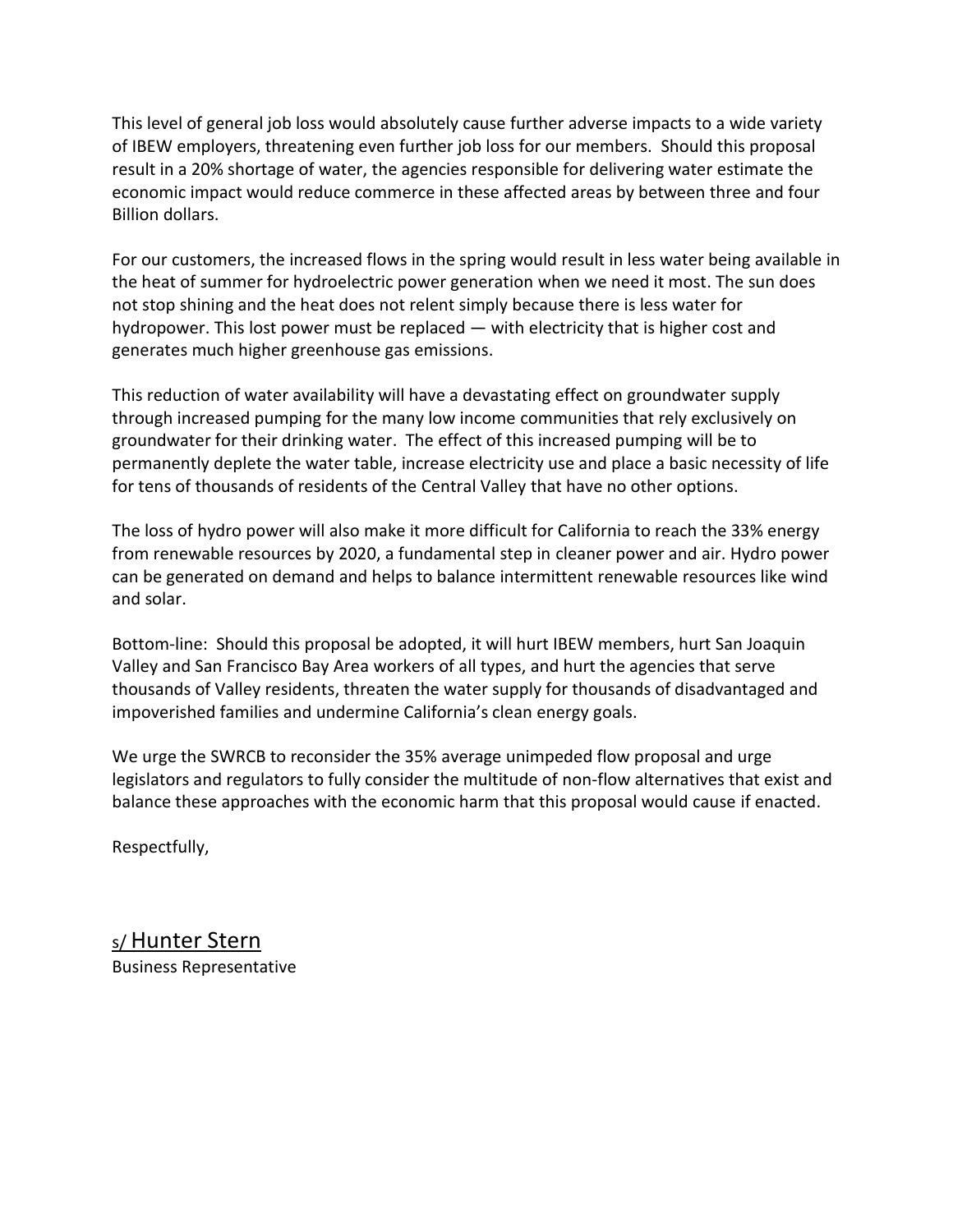This level of general job loss would absolutely cause further adverse impacts to a wide variety of IBEW employers, threatening even further job loss for our members. Should this proposal result in a 20% shortage of water, the agencies responsible for delivering water estimate the economic impact would reduce commerce in these affected areas by between three and four Billion dollars.

For our customers, the increased flows in the spring would result in less water being available in the heat of summer for hydroelectric power generation when we need it most. The sun does not stop shining and the heat does not relent simply because there is less water for hydropower. This lost power must be replaced — with electricity that is higher cost and generates much higher greenhouse gas emissions.

This reduction of water availability will have a devastating effect on groundwater supply through increased pumping for the many low income communities that rely exclusively on groundwater for their drinking water. The effect of this increased pumping will be to permanently deplete the water table, increase electricity use and place a basic necessity of life for tens of thousands of residents of the Central Valley that have no other options.

The loss of hydro power will also make it more difficult for California to reach the 33% energy from renewable resources by 2020, a fundamental step in cleaner power and air. Hydro power can be generated on demand and helps to balance intermittent renewable resources like wind and solar.

Bottom-line: Should this proposal be adopted, it will hurt IBEW members, hurt San Joaquin Valley and San Francisco Bay Area workers of all types, and hurt the agencies that serve thousands of Valley residents, threaten the water supply for thousands of disadvantaged and impoverished families and undermine California's clean energy goals.

We urge the SWRCB to reconsider the 35% average unimpeded flow proposal and urge legislators and regulators to fully consider the multitude of non-flow alternatives that exist and balance these approaches with the economic harm that this proposal would cause if enacted.

Respectfully,

s/ Hunter Stern
Business Representative